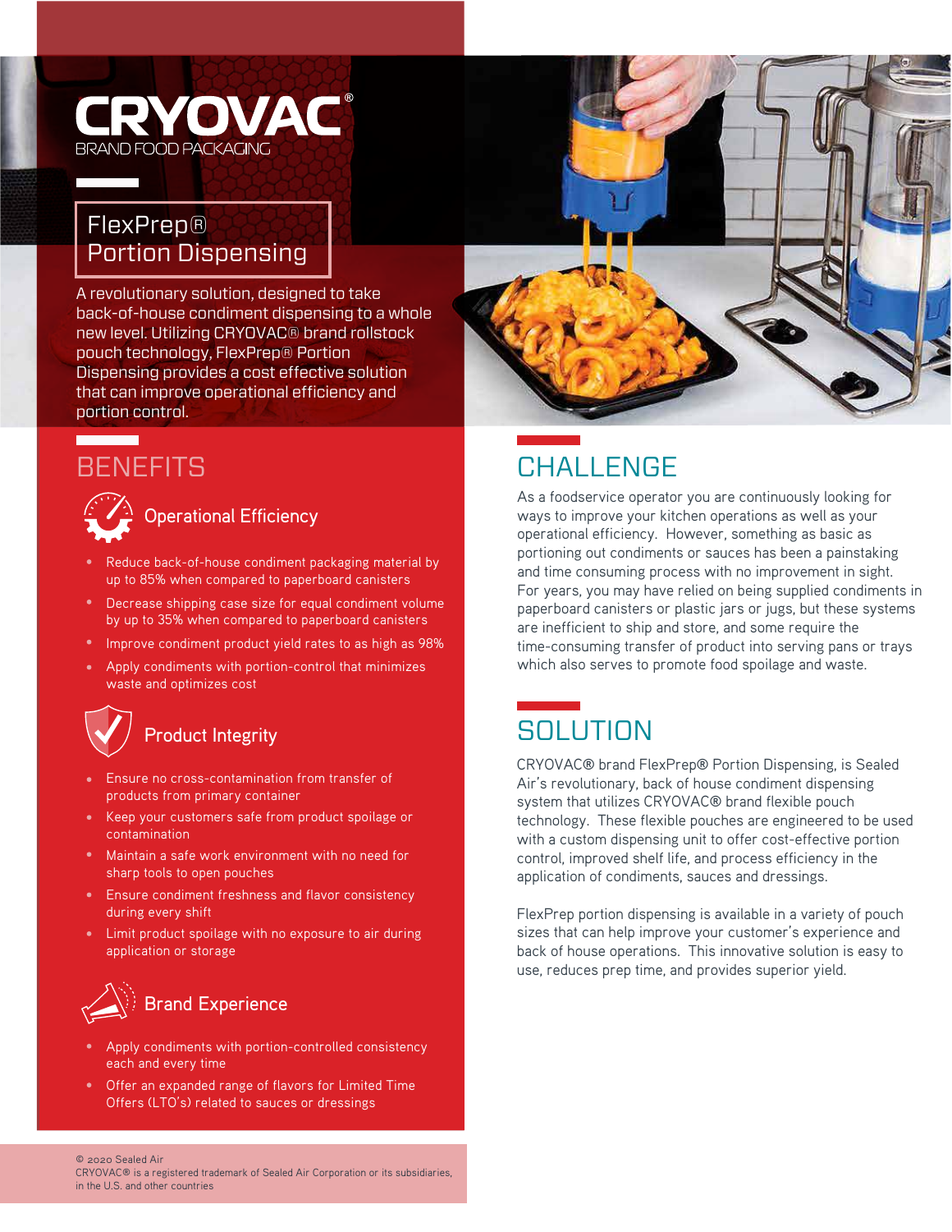# CRYOVAC®

BRAND FOOD PACKAGING

## FlexPrep® Portion Dispensing

A revolutionary solution, designed to take back-of-house condiment dispensing to a whole new level. Utilizing CRYOVAC® brand rollstock pouch technology, FlexPrep® Portion Dispensing provides a cost effective solution that can improve operational efficiency and portion control.

## BENEFITS

### Operational Efficiency

- Reduce back-of-house condiment packaging material by up to 85% when compared to paperboard canisters
- Decrease shipping case size for equal condiment volume by up to 35% when compared to paperboard canisters
- Improve condiment product yield rates to as high as 98%
- Apply condiments with portion-control that minimizes waste and optimizes cost

### Product Integrity

- Ensure no cross-contamination from transfer of products from primary container
- Keep your customers safe from product spoilage or contamination
- Maintain a safe work environment with no need for sharp tools to open pouches
- Ensure condiment freshness and flavor consistency during every shift
- Limit product spoilage with no exposure to air during application or storage

### Brand Experience

- Apply condiments with portion-controlled consistency each and every time
- Offer an expanded range of flavors for Limited Time Offers (LTO's) related to sauces or dressings

## CHALLENGE

As a foodservice operator you are continuously looking for ways to improve your kitchen operations as well as your operational efficiency. However, something as basic as portioning out condiments or sauces has been a painstaking and time consuming process with no improvement in sight. For years, you may have relied on being supplied condiments in paperboard canisters or plastic jars or jugs, but these systems are inefficient to ship and store, and some require the time-consuming transfer of product into serving pans or trays which also serves to promote food spoilage and waste.

## SOLUTION

CRYOVAC® brand FlexPrep® Portion Dispensing, is Sealed Air's revolutionary, back of house condiment dispensing system that utilizes CRYOVAC® brand flexible pouch technology. These flexible pouches are engineered to be used with a custom dispensing unit to offer cost-effective portion control, improved shelf life, and process efficiency in the application of condiments, sauces and dressings.

FlexPrep portion dispensing is available in a variety of pouch sizes that can help improve your customer's experience and back of house operations. This innovative solution is easy to use, reduces prep time, and provides superior yield.

© 2020 Sealed Air
CRYOVAC® is a registered trademark of Sealed Air Corporation or its subsidiaries, in the U.S. and other countries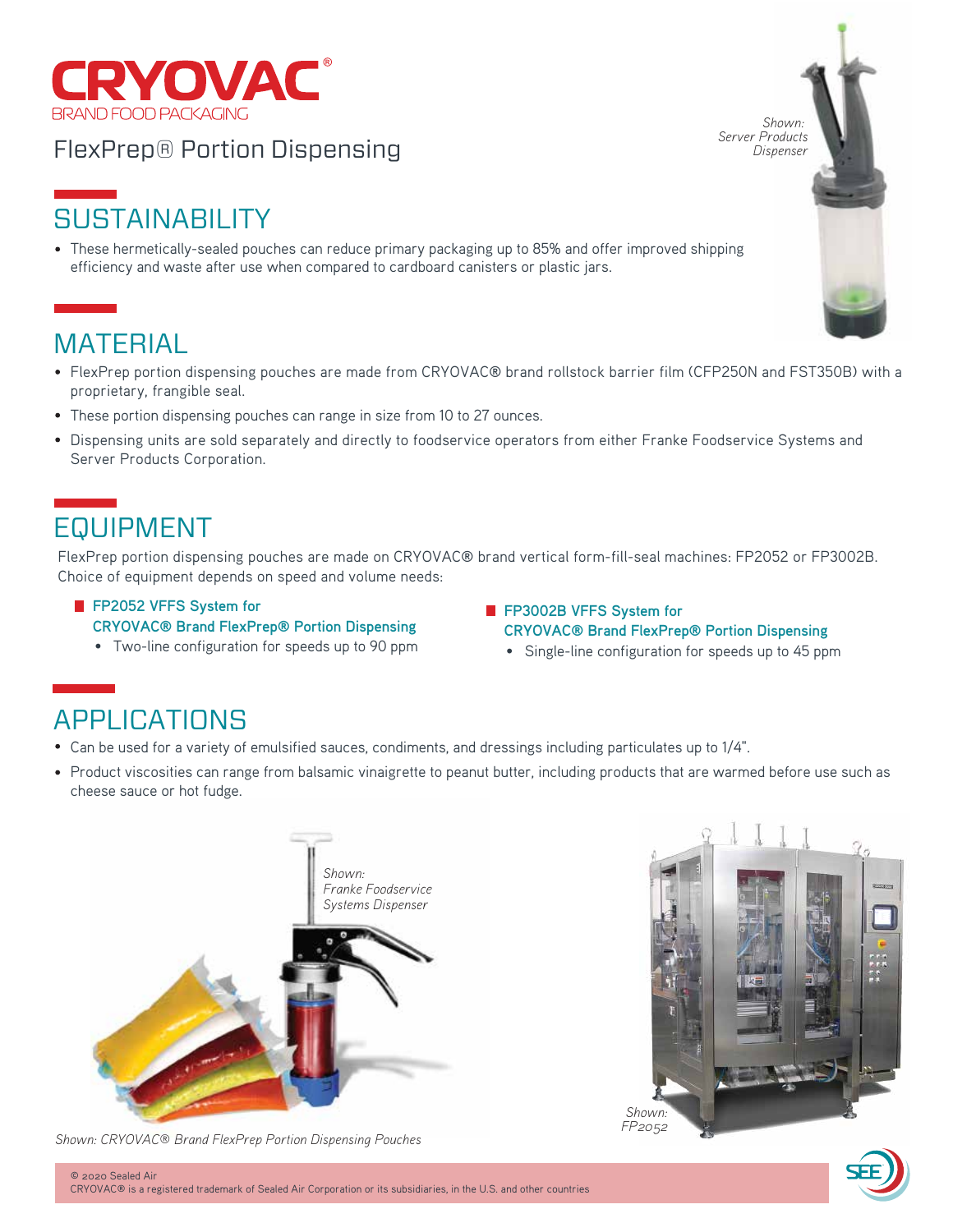# CRYOVAC®

BRAND FOOD PACKAGING

## FlexPrep® Portion Dispensing

*Shown: Server Products Dispenser*

## SUSTAINABILITY

- These hermetically-sealed pouches can reduce primary packaging up to 85% and offer improved shipping efficiency and waste after use when compared to cardboard canisters or plastic jars.

## MATERIAL

- FlexPrep portion dispensing pouches are made from CRYOVAC® brand rollstock barrier film (CFP250N and FST350B) with a proprietary, frangible seal.
- These portion dispensing pouches can range in size from 10 to 27 ounces.
- Dispensing units are sold separately and directly to foodservice operators from either Franke Foodservice Systems and Server Products Corporation.

## EQUIPMENT

FlexPrep portion dispensing pouches are made on CRYOVAC® brand vertical form-fill-seal machines: FP2052 or FP3002B. Choice of equipment depends on speed and volume needs:

**FP2052 VFFS System for CRYOVAC® Brand FlexPrep® Portion Dispensing**

- Two-line configuration for speeds up to 90 ppm

**FP3002B VFFS System for CRYOVAC® Brand FlexPrep® Portion Dispensing**

- Single-line configuration for speeds up to 45 ppm

## APPLICATIONS

- Can be used for a variety of emulsified sauces, condiments, and dressings including particulates up to 1/4".
- Product viscosities can range from balsamic vinaigrette to peanut butter, including products that are warmed before use such as cheese sauce or hot fudge.

*Shown: Franke Foodservice Systems Dispenser*

*Shown: CRYOVAC® Brand FlexPrep Portion Dispensing Pouches*

*Shown: FP2052*

© 2020 Sealed Air
CRYOVAC® is a registered trademark of Sealed Air Corporation or its subsidiaries, in the U.S. and other countries